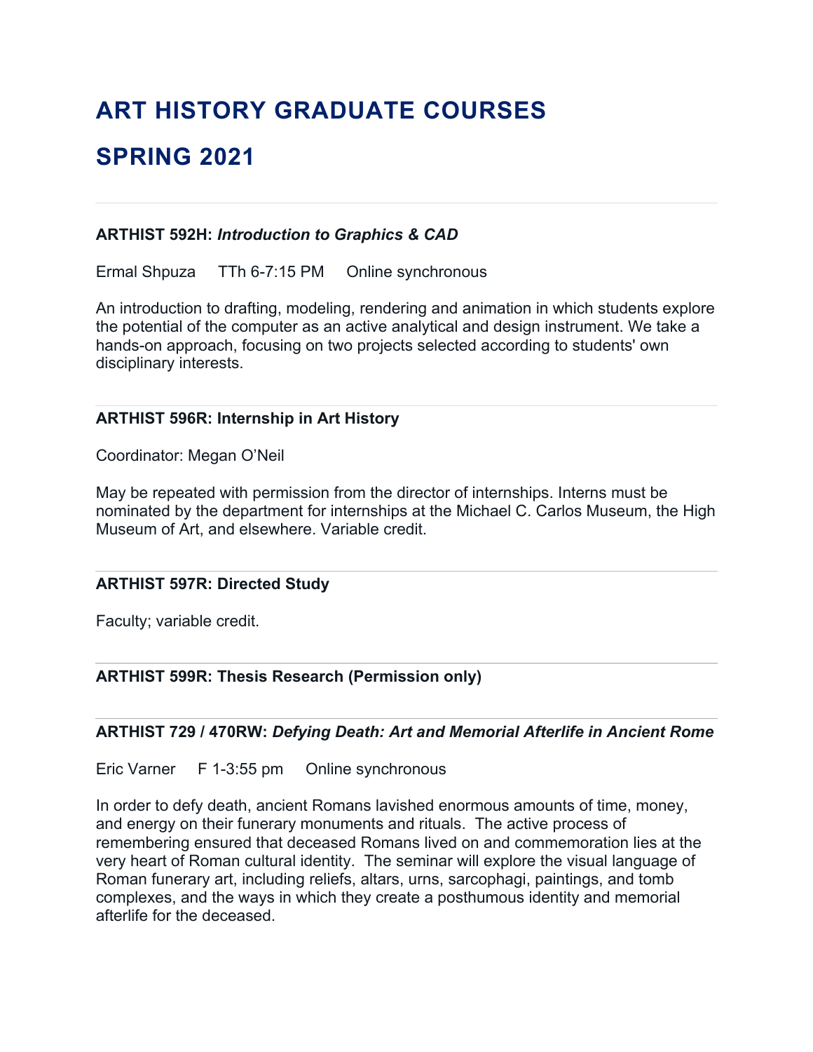# ART HISTORY GRADUATE COURSES

# SPRING 2021

---

**ARTHIST 592H:** ***Introduction to Graphics & CAD***

Ermal Shpuza TTh 6-7:15 PM Online synchronous

An introduction to drafting, modeling, rendering and animation in which students explore the potential of the computer as an active analytical and design instrument. We take a hands-on approach, focusing on two projects selected according to students' own disciplinary interests.

---

**ARTHIST 596R: Internship in Art History**

Coordinator: Megan O'Neil

May be repeated with permission from the director of internships. Interns must be nominated by the department for internships at the Michael C. Carlos Museum, the High Museum of Art, and elsewhere. Variable credit.

---

**ARTHIST 597R: Directed Study**

Faculty; variable credit.

---

**ARTHIST 599R: Thesis Research (Permission only)**

---

**ARTHIST 729 / 470RW:** ***Defying Death: Art and Memorial Afterlife in Ancient Rome***

Eric Varner F 1-3:55 pm Online synchronous

In order to defy death, ancient Romans lavished enormous amounts of time, money, and energy on their funerary monuments and rituals. The active process of remembering ensured that deceased Romans lived on and commemoration lies at the very heart of Roman cultural identity. The seminar will explore the visual language of Roman funerary art, including reliefs, altars, urns, sarcophagi, paintings, and tomb complexes, and the ways in which they create a posthumous identity and memorial afterlife for the deceased.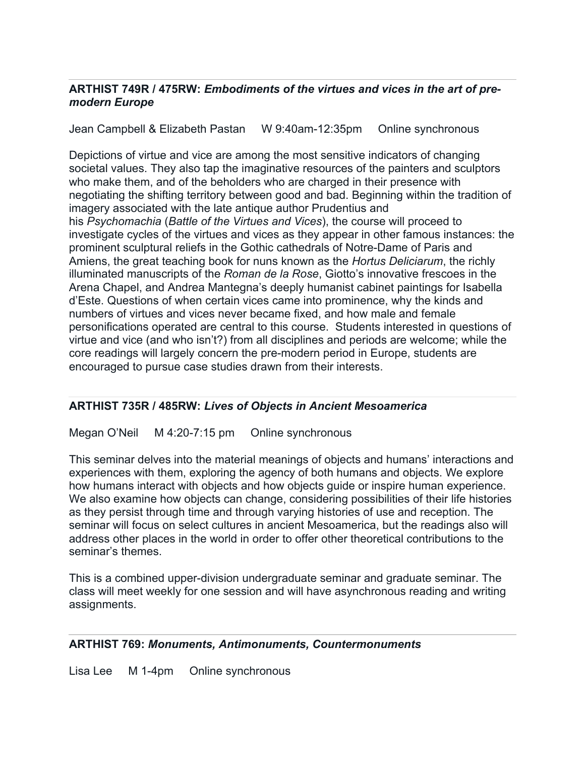**ARTHIST 749R / 475RW:** ***Embodiments of the virtues and vices in the art of pre-modern Europe***

Jean Campbell & Elizabeth Pastan W 9:40am-12:35pm Online synchronous

Depictions of virtue and vice are among the most sensitive indicators of changing societal values. They also tap the imaginative resources of the painters and sculptors who make them, and of the beholders who are charged in their presence with negotiating the shifting territory between good and bad. Beginning within the tradition of imagery associated with the late antique author Prudentius and his *Psychomachia* (*Battle of the Virtues and Vices*), the course will proceed to investigate cycles of the virtues and vices as they appear in other famous instances: the prominent sculptural reliefs in the Gothic cathedrals of Notre-Dame of Paris and Amiens, the great teaching book for nuns known as the *Hortus Deliciarum*, the richly illuminated manuscripts of the *Roman de la Rose*, Giotto's innovative frescoes in the Arena Chapel, and Andrea Mantegna's deeply humanist cabinet paintings for Isabella d'Este. Questions of when certain vices came into prominence, why the kinds and numbers of virtues and vices never became fixed, and how male and female personifications operated are central to this course. Students interested in questions of virtue and vice (and who isn't?) from all disciplines and periods are welcome; while the core readings will largely concern the pre-modern period in Europe, students are encouraged to pursue case studies drawn from their interests.

---

**ARTHIST 735R / 485RW:** ***Lives of Objects in Ancient Mesoamerica***

Megan O'Neil M 4:20-7:15 pm Online synchronous

This seminar delves into the material meanings of objects and humans' interactions and experiences with them, exploring the agency of both humans and objects. We explore how humans interact with objects and how objects guide or inspire human experience. We also examine how objects can change, considering possibilities of their life histories as they persist through time and through varying histories of use and reception. The seminar will focus on select cultures in ancient Mesoamerica, but the readings also will address other places in the world in order to offer other theoretical contributions to the seminar's themes.

This is a combined upper-division undergraduate seminar and graduate seminar. The class will meet weekly for one session and will have asynchronous reading and writing assignments.

---

**ARTHIST 769:** ***Monuments, Antimonuments, Countermonuments***

Lisa Lee M 1-4pm Online synchronous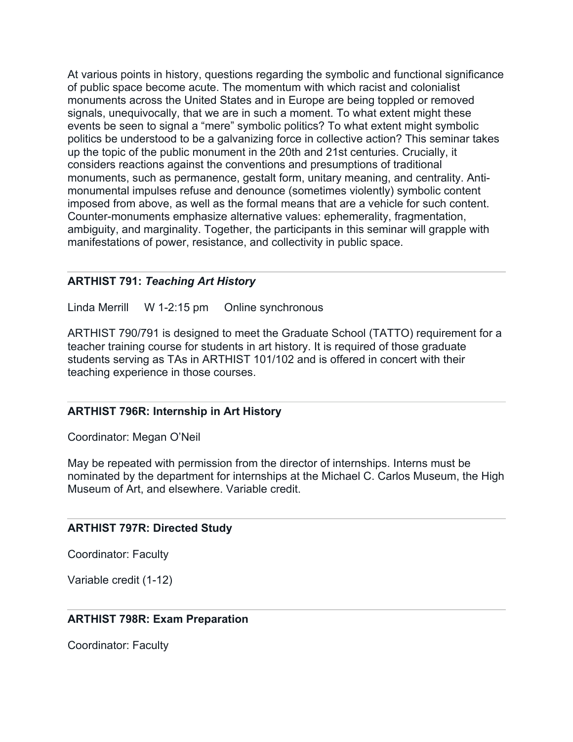At various points in history, questions regarding the symbolic and functional significance of public space become acute. The momentum with which racist and colonialist monuments across the United States and in Europe are being toppled or removed signals, unequivocally, that we are in such a moment. To what extent might these events be seen to signal a "mere" symbolic politics? To what extent might symbolic politics be understood to be a galvanizing force in collective action? This seminar takes up the topic of the public monument in the 20th and 21st centuries. Crucially, it considers reactions against the conventions and presumptions of traditional monuments, such as permanence, gestalt form, unitary meaning, and centrality. Anti-monumental impulses refuse and denounce (sometimes violently) symbolic content imposed from above, as well as the formal means that are a vehicle for such content. Counter-monuments emphasize alternative values: ephemerality, fragmentation, ambiguity, and marginality. Together, the participants in this seminar will grapple with manifestations of power, resistance, and collectivity in public space.

---

**ARTHIST 791:** ***Teaching Art History***

Linda Merrill     W 1-2:15 pm     Online synchronous

ARTHIST 790/791 is designed to meet the Graduate School (TATTO) requirement for a teacher training course for students in art history. It is required of those graduate students serving as TAs in ARTHIST 101/102 and is offered in concert with their teaching experience in those courses.

---

**ARTHIST 796R: Internship in Art History**

Coordinator: Megan O'Neil

May be repeated with permission from the director of internships. Interns must be nominated by the department for internships at the Michael C. Carlos Museum, the High Museum of Art, and elsewhere. Variable credit.

---

**ARTHIST 797R: Directed Study**

Coordinator: Faculty

Variable credit (1-12)

---

**ARTHIST 798R: Exam Preparation**

Coordinator: Faculty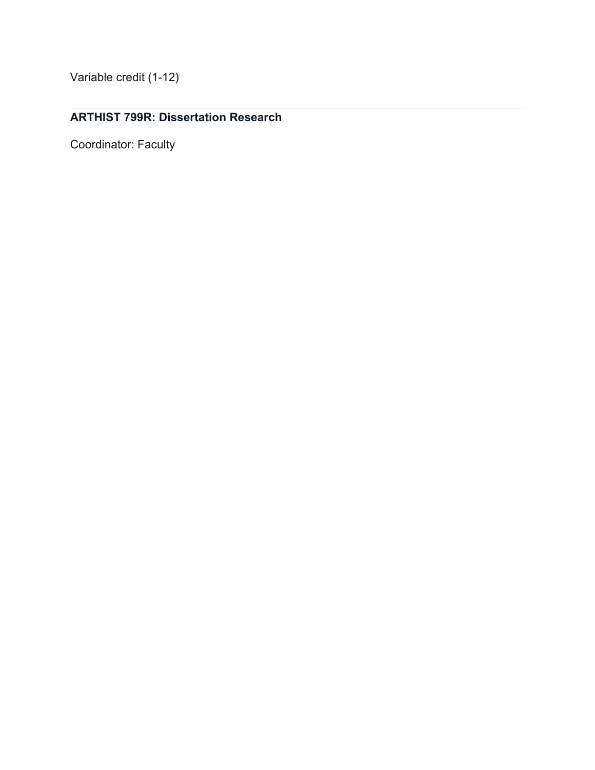Variable credit (1-12)

---

### ARTHIST 799R: Dissertation Research

Coordinator: Faculty